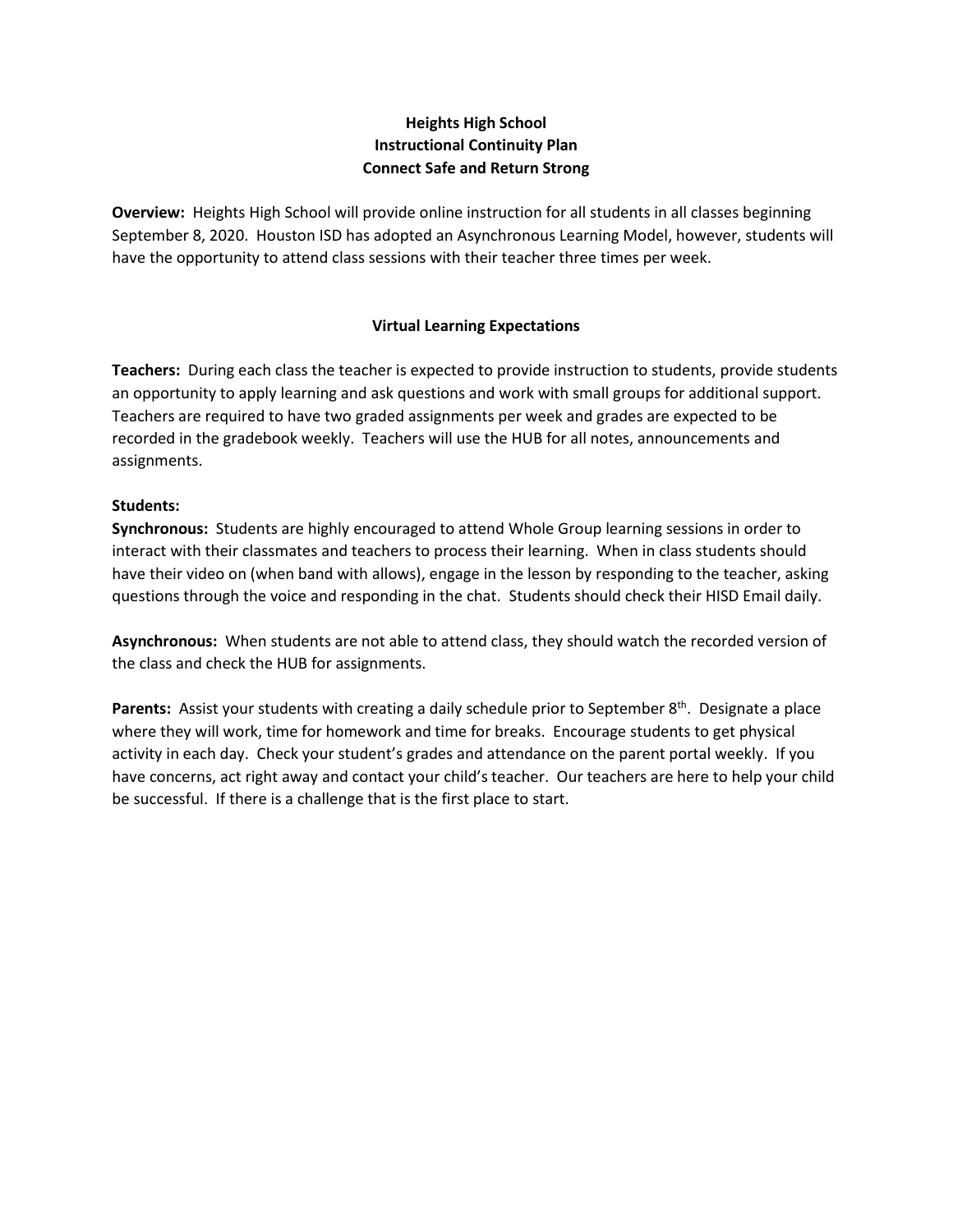# Heights High School
## Instructional Continuity Plan
## Connect Safe and Return Strong

**Overview:** Heights High School will provide online instruction for all students in all classes beginning September 8, 2020. Houston ISD has adopted an Asynchronous Learning Model, however, students will have the opportunity to attend class sessions with their teacher three times per week.

### Virtual Learning Expectations

**Teachers:** During each class the teacher is expected to provide instruction to students, provide students an opportunity to apply learning and ask questions and work with small groups for additional support. Teachers are required to have two graded assignments per week and grades are expected to be recorded in the gradebook weekly. Teachers will use the HUB for all notes, announcements and assignments.

**Students:**

**Synchronous:** Students are highly encouraged to attend Whole Group learning sessions in order to interact with their classmates and teachers to process their learning. When in class students should have their video on (when band with allows), engage in the lesson by responding to the teacher, asking questions through the voice and responding in the chat. Students should check their HISD Email daily.

**Asynchronous:** When students are not able to attend class, they should watch the recorded version of the class and check the HUB for assignments.

**Parents:** Assist your students with creating a daily schedule prior to September 8th. Designate a place where they will work, time for homework and time for breaks. Encourage students to get physical activity in each day. Check your student's grades and attendance on the parent portal weekly. If you have concerns, act right away and contact your child's teacher. Our teachers are here to help your child be successful. If there is a challenge that is the first place to start.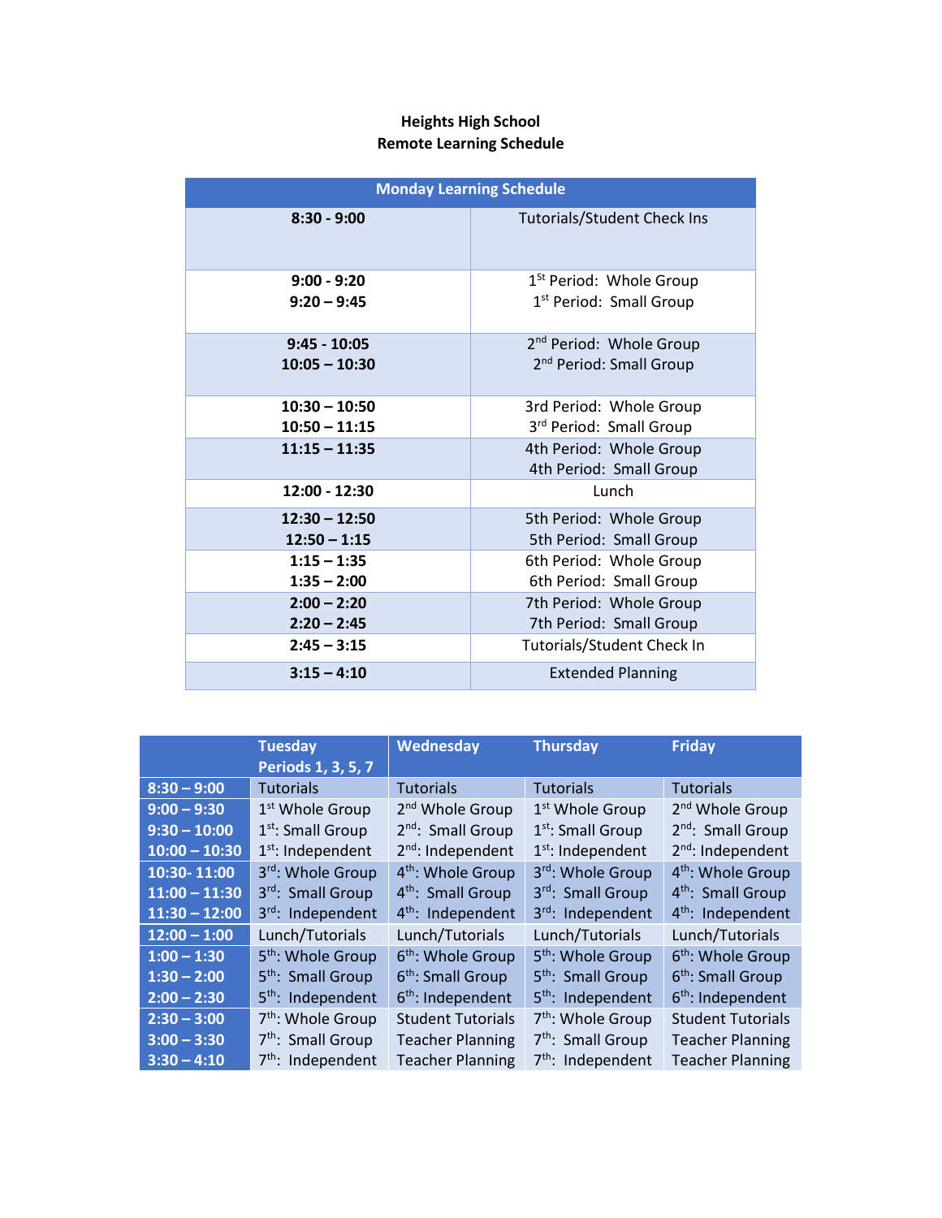**Heights High School**
**Remote Learning Schedule**

| Monday Learning Schedule | |
|---|---|
| **8:30 - 9:00** | Tutorials/Student Check Ins |
| **9:00 - 9:20**<br>**9:20 – 9:45** | 1st Period: Whole Group<br>1st Period: Small Group |
| **9:45 - 10:05**<br>**10:05 – 10:30** | 2nd Period: Whole Group<br>2nd Period: Small Group |
| **10:30 – 10:50**<br>**10:50 – 11:15** | 3rd Period: Whole Group<br>3rd Period: Small Group |
| **11:15 – 11:35** | 4th Period: Whole Group<br>4th Period: Small Group |
| **12:00 - 12:30** | Lunch |
| **12:30 – 12:50**<br>**12:50 – 1:15** | 5th Period: Whole Group<br>5th Period: Small Group |
| **1:15 – 1:35**<br>**1:35 – 2:00** | 6th Period: Whole Group<br>6th Period: Small Group |
| **2:00 – 2:20**<br>**2:20 – 2:45** | 7th Period: Whole Group<br>7th Period: Small Group |
| **2:45 – 3:15** | Tutorials/Student Check In |
| **3:15 – 4:10** | Extended Planning |

| | **Tuesday Periods 1, 3, 5, 7** | **Wednesday** | **Thursday** | **Friday** |
|---|---|---|---|---|
| **8:30 – 9:00** | Tutorials | Tutorials | Tutorials | Tutorials |
| **9:00 – 9:30** | 1st Whole Group | 2nd Whole Group | 1st Whole Group | 2nd Whole Group |
| **9:30 – 10:00** | 1st: Small Group | 2nd: Small Group | 1st: Small Group | 2nd: Small Group |
| **10:00 – 10:30** | 1st: Independent | 2nd: Independent | 1st: Independent | 2nd: Independent |
| **10:30- 11:00** | 3rd: Whole Group | 4th: Whole Group | 3rd: Whole Group | 4th: Whole Group |
| **11:00 – 11:30** | 3rd: Small Group | 4th: Small Group | 3rd: Small Group | 4th: Small Group |
| **11:30 – 12:00** | 3rd: Independent | 4th: Independent | 3rd: Independent | 4th: Independent |
| **12:00 – 1:00** | Lunch/Tutorials | Lunch/Tutorials | Lunch/Tutorials | Lunch/Tutorials |
| **1:00 – 1:30** | 5th: Whole Group | 6th: Whole Group | 5th: Whole Group | 6th: Whole Group |
| **1:30 – 2:00** | 5th: Small Group | 6th: Small Group | 5th: Small Group | 6th: Small Group |
| **2:00 – 2:30** | 5th: Independent | 6th: Independent | 5th: Independent | 6th: Independent |
| **2:30 – 3:00** | 7th: Whole Group | Student Tutorials | 7th: Whole Group | Student Tutorials |
| **3:00 – 3:30** | 7th: Small Group | Teacher Planning | 7th: Small Group | Teacher Planning |
| **3:30 – 4:10** | 7th: Independent | Teacher Planning | 7th: Independent | Teacher Planning |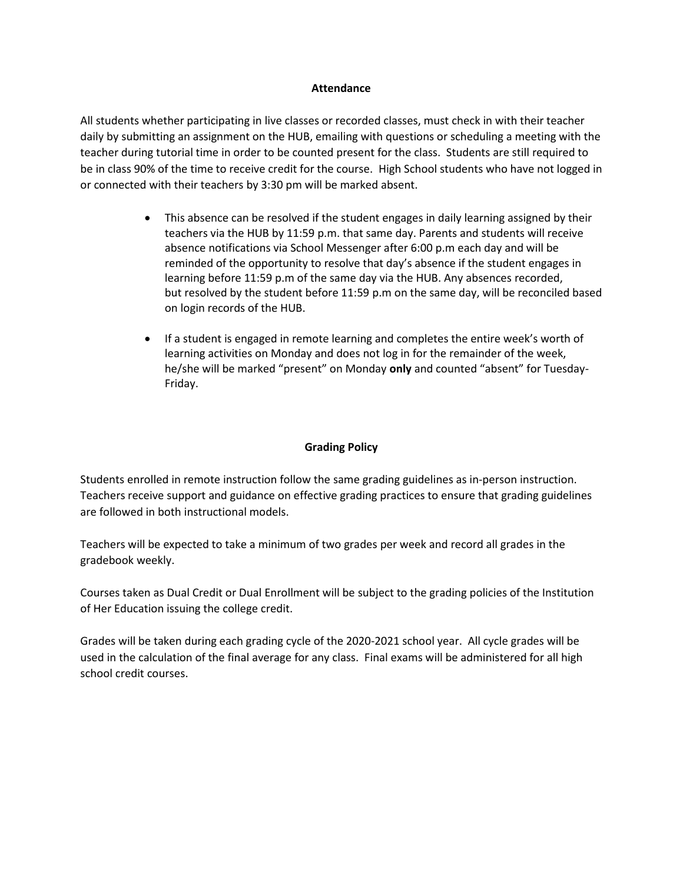## Attendance

All students whether participating in live classes or recorded classes, must check in with their teacher daily by submitting an assignment on the HUB, emailing with questions or scheduling a meeting with the teacher during tutorial time in order to be counted present for the class. Students are still required to be in class 90% of the time to receive credit for the course. High School students who have not logged in or connected with their teachers by 3:30 pm will be marked absent.

- This absence can be resolved if the student engages in daily learning assigned by their teachers via the HUB by 11:59 p.m. that same day. Parents and students will receive absence notifications via School Messenger after 6:00 p.m each day and will be reminded of the opportunity to resolve that day's absence if the student engages in learning before 11:59 p.m of the same day via the HUB. Any absences recorded, but resolved by the student before 11:59 p.m on the same day, will be reconciled based on login records of the HUB.

- If a student is engaged in remote learning and completes the entire week's worth of learning activities on Monday and does not log in for the remainder of the week, he/she will be marked "present" on Monday **only** and counted "absent" for Tuesday-Friday.

## Grading Policy

Students enrolled in remote instruction follow the same grading guidelines as in-person instruction. Teachers receive support and guidance on effective grading practices to ensure that grading guidelines are followed in both instructional models.

Teachers will be expected to take a minimum of two grades per week and record all grades in the gradebook weekly.

Courses taken as Dual Credit or Dual Enrollment will be subject to the grading policies of the Institution of Her Education issuing the college credit.

Grades will be taken during each grading cycle of the 2020-2021 school year. All cycle grades will be used in the calculation of the final average for any class. Final exams will be administered for all high school credit courses.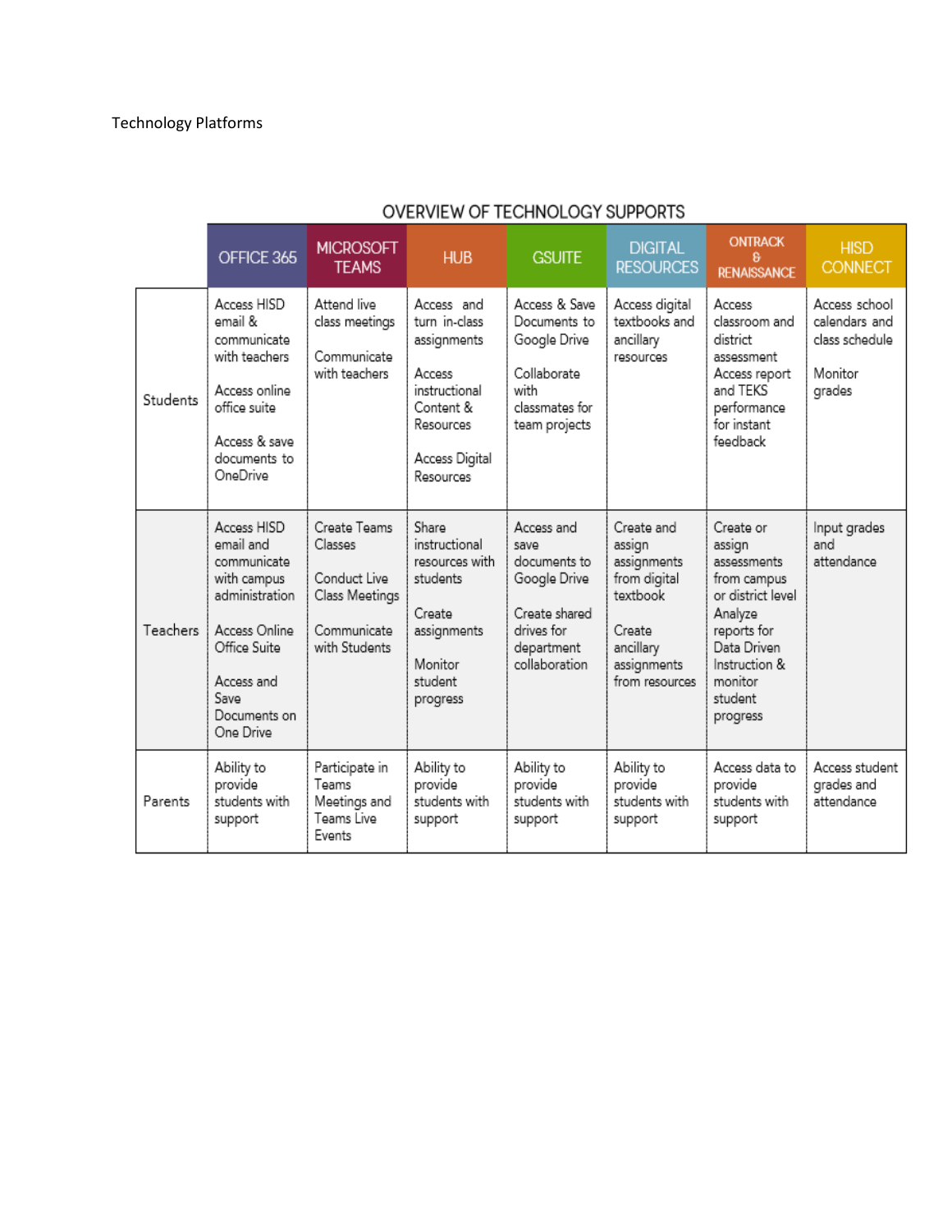Technology Platforms

## OVERVIEW OF TECHNOLOGY SUPPORTS

| | OFFICE 365 | MICROSOFT TEAMS | HUB | GSUITE | DIGITAL RESOURCES | ONTRACK & RENAISSANCE | HISD CONNECT |
|---|---|---|---|---|---|---|---|
| Students | Access HISD email & communicate with teachers<br><br>Access online office suite<br><br>Access & save documents to OneDrive | Attend live class meetings<br><br>Communicate with teachers | Access and turn in-class assignments<br><br>Access instructional Content & Resources<br><br>Access Digital Resources | Access & Save Documents to Google Drive<br><br>Collaborate with classmates for team projects | Access digital textbooks and ancillary resources | Access classroom and district assessment Access report and TEKS performance for instant feedback | Access school calendars and class schedule<br><br>Monitor grades |
| Teachers | Access HISD email and communicate with campus administration<br><br>Access Online Office Suite<br><br>Access and Save Documents on One Drive | Create Teams Classes<br><br>Conduct Live Class Meetings<br><br>Communicate with Students | Share instructional resources with students<br><br>Create assignments<br><br>Monitor student progress | Access and save documents to Google Drive<br><br>Create shared drives for department collaboration | Create and assign assignments from digital textbook<br><br>Create ancillary assignments from resources | Create or assign assessments from campus or district level Analyze reports for Data Driven Instruction & monitor student progress | Input grades and attendance |
| Parents | Ability to provide students with support | Participate in Teams Meetings and Teams Live Events | Ability to provide students with support | Ability to provide students with support | Ability to provide students with support | Access data to provide students with support | Access student grades and attendance |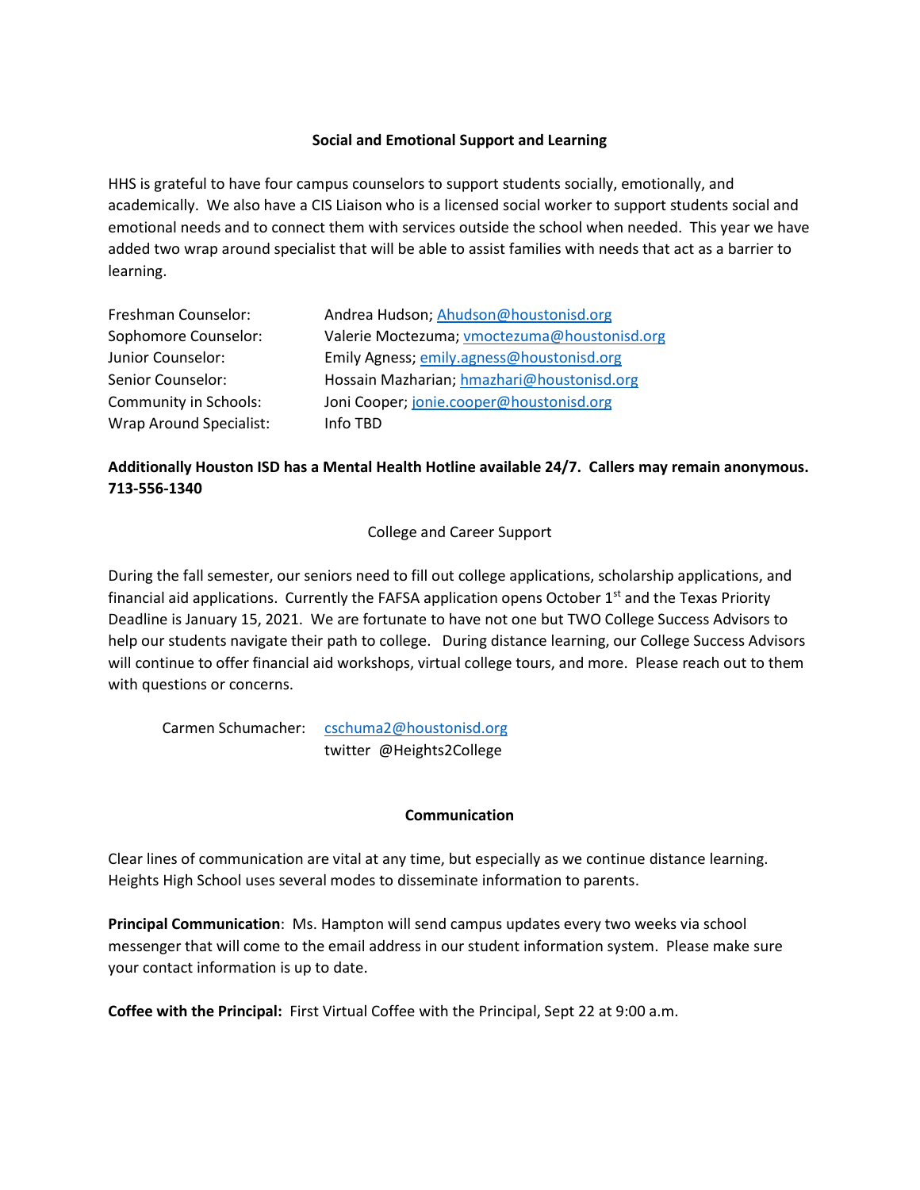## Social and Emotional Support and Learning

HHS is grateful to have four campus counselors to support students socially, emotionally, and academically. We also have a CIS Liaison who is a licensed social worker to support students social and emotional needs and to connect them with services outside the school when needed. This year we have added two wrap around specialist that will be able to assist families with needs that act as a barrier to learning.

Freshman Counselor: Andrea Hudson; Ahudson@houstonisd.org
Sophomore Counselor: Valerie Moctezuma; vmoctezuma@houstonisd.org
Junior Counselor: Emily Agness; emily.agness@houstonisd.org
Senior Counselor: Hossain Mazharian; hmazhari@houstonisd.org
Community in Schools: Joni Cooper; jonie.cooper@houstonisd.org
Wrap Around Specialist: Info TBD

**Additionally Houston ISD has a Mental Health Hotline available 24/7. Callers may remain anonymous. 713-556-1340**

## College and Career Support

During the fall semester, our seniors need to fill out college applications, scholarship applications, and financial aid applications. Currently the FAFSA application opens October 1st and the Texas Priority Deadline is January 15, 2021. We are fortunate to have not one but TWO College Success Advisors to help our students navigate their path to college. During distance learning, our College Success Advisors will continue to offer financial aid workshops, virtual college tours, and more. Please reach out to them with questions or concerns.

Carmen Schumacher: cschuma2@houstonisd.org
twitter @Heights2College

## Communication

Clear lines of communication are vital at any time, but especially as we continue distance learning. Heights High School uses several modes to disseminate information to parents.

**Principal Communication**: Ms. Hampton will send campus updates every two weeks via school messenger that will come to the email address in our student information system. Please make sure your contact information is up to date.

**Coffee with the Principal:** First Virtual Coffee with the Principal, Sept 22 at 9:00 a.m.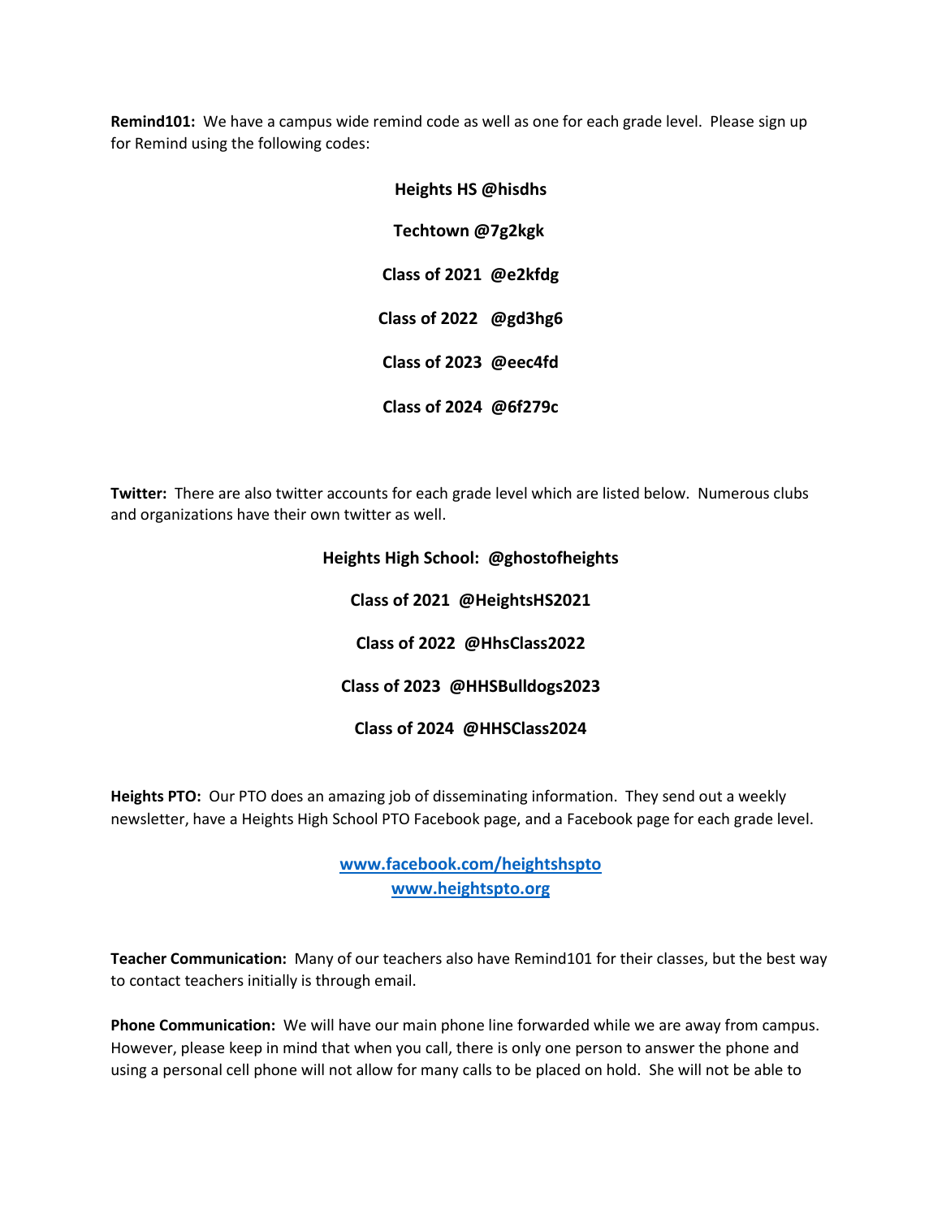**Remind101:** We have a campus wide remind code as well as one for each grade level. Please sign up for Remind using the following codes:

**Heights HS @hisdhs**

**Techtown @7g2kgk**

**Class of 2021 @e2kfdg**

**Class of 2022 @gd3hg6**

**Class of 2023 @eec4fd**

**Class of 2024 @6f279c**

**Twitter:** There are also twitter accounts for each grade level which are listed below. Numerous clubs and organizations have their own twitter as well.

**Heights High School: @ghostofheights**

**Class of 2021 @HeightsHS2021**

**Class of 2022 @HhsClass2022**

**Class of 2023 @HHSBulldogs2023**

**Class of 2024 @HHSClass2024**

**Heights PTO:** Our PTO does an amazing job of disseminating information. They send out a weekly newsletter, have a Heights High School PTO Facebook page, and a Facebook page for each grade level.

[www.facebook.com/heightshspto](http://www.facebook.com/heightshspto)
[www.heightspto.org](http://www.heightspto.org)

**Teacher Communication:** Many of our teachers also have Remind101 for their classes, but the best way to contact teachers initially is through email.

**Phone Communication:** We will have our main phone line forwarded while we are away from campus. However, please keep in mind that when you call, there is only one person to answer the phone and using a personal cell phone will not allow for many calls to be placed on hold. She will not be able to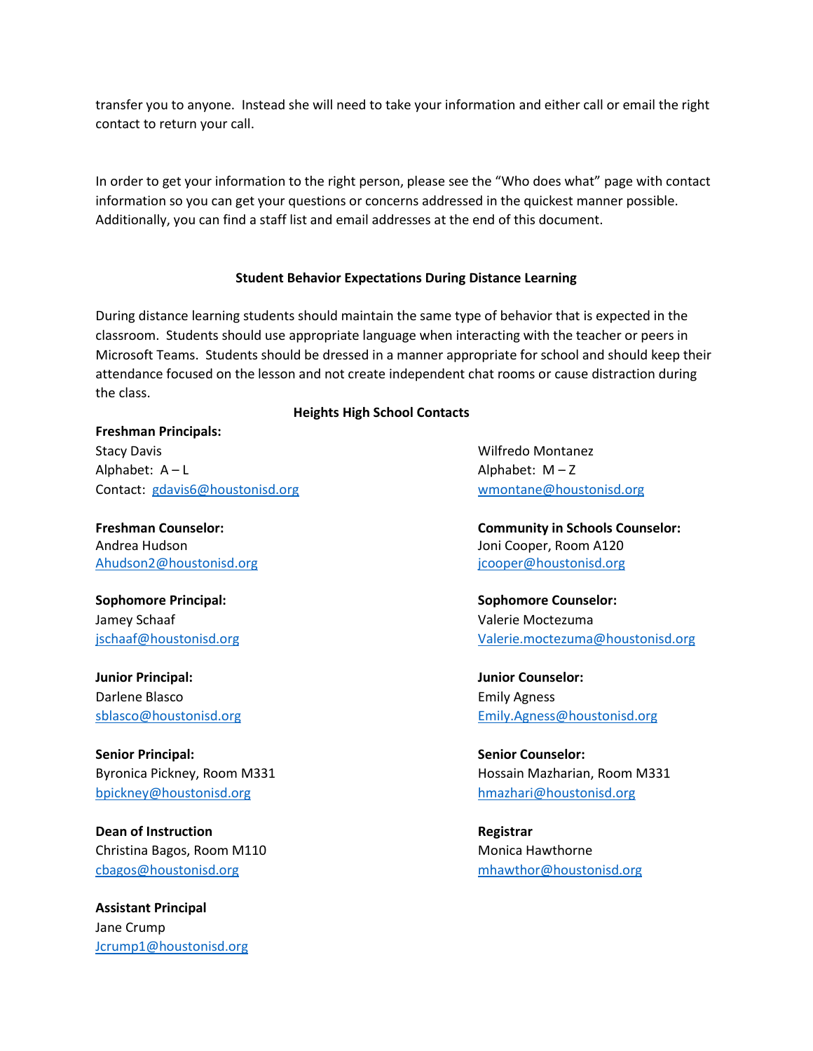transfer you to anyone. Instead she will need to take your information and either call or email the right contact to return your call.

In order to get your information to the right person, please see the "Who does what" page with contact information so you can get your questions or concerns addressed in the quickest manner possible. Additionally, you can find a staff list and email addresses at the end of this document.

### Student Behavior Expectations During Distance Learning

During distance learning students should maintain the same type of behavior that is expected in the classroom. Students should use appropriate language when interacting with the teacher or peers in Microsoft Teams. Students should be dressed in a manner appropriate for school and should keep their attendance focused on the lesson and not create independent chat rooms or cause distraction during the class.

### Heights High School Contacts

**Freshman Principals:**
Stacy Davis
Alphabet: A – L
Contact: gdavis6@houstonisd.org

Wilfredo Montanez
Alphabet: M – Z
wmontane@houstonisd.org

**Freshman Counselor:**
Andrea Hudson
Ahudson2@houstonisd.org

**Community in Schools Counselor:**
Joni Cooper, Room A120
jcooper@houstonisd.org

**Sophomore Principal:**
Jamey Schaaf
jschaaf@houstonisd.org

**Sophomore Counselor:**
Valerie Moctezuma
Valerie.moctezuma@houstonisd.org

**Junior Principal:**
Darlene Blasco
sblasco@houstonisd.org

**Junior Counselor:**
Emily Agness
Emily.Agness@houstonisd.org

**Senior Principal:**
Byronica Pickney, Room M331
bpickney@houstonisd.org

**Senior Counselor:**
Hossain Mazharian, Room M331
hmazhari@houstonisd.org

**Dean of Instruction**
Christina Bagos, Room M110
cbagos@houstonisd.org

**Registrar**
Monica Hawthorne
mhawthor@houstonisd.org

**Assistant Principal**
Jane Crump
Jcrump1@houstonisd.org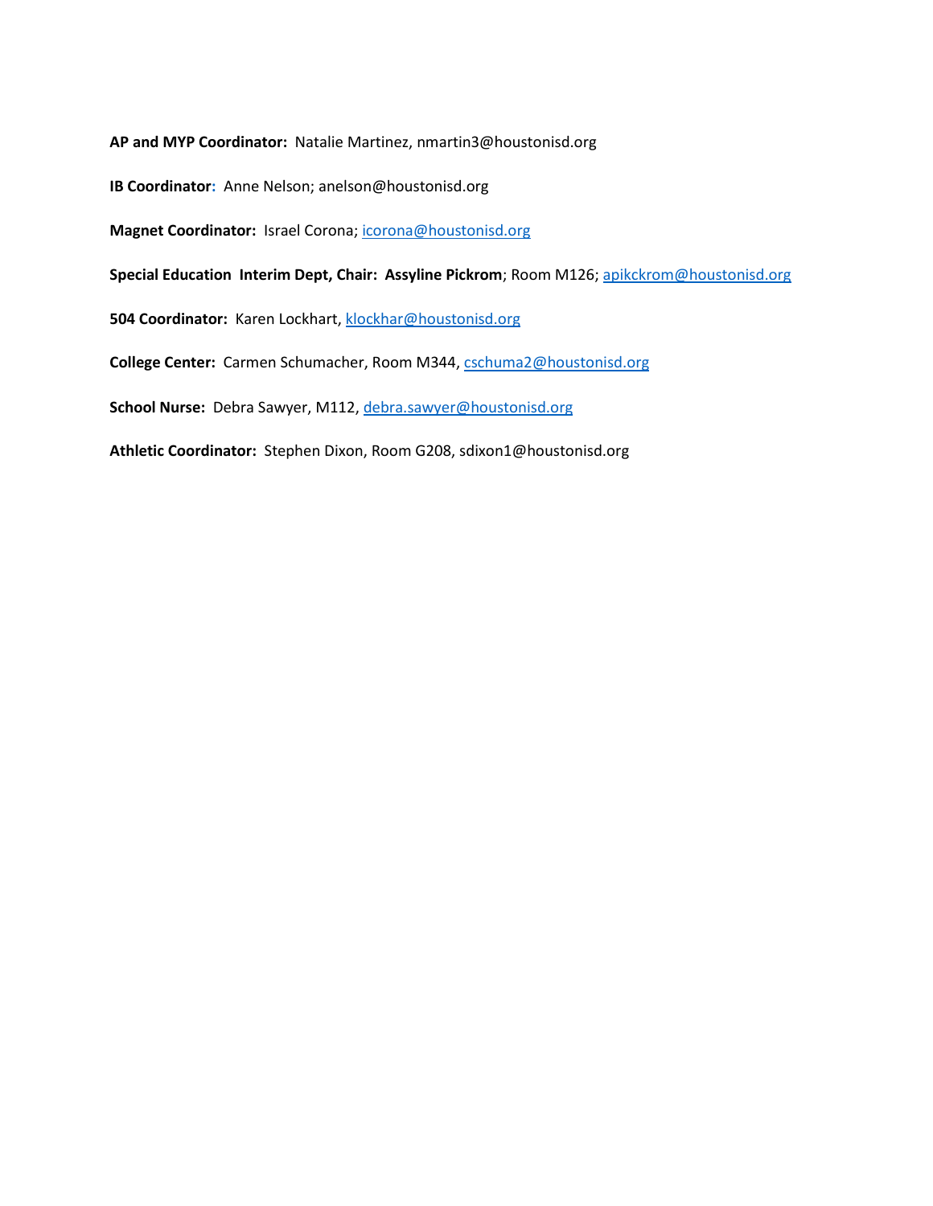**AP and MYP Coordinator:** Natalie Martinez, nmartin3@houstonisd.org

**IB Coordinator:** Anne Nelson; anelson@houstonisd.org

**Magnet Coordinator:** Israel Corona; icorona@houstonisd.org

**Special Education Interim Dept, Chair: Assyline Pickrom**; Room M126; apikckrom@houstonisd.org

**504 Coordinator:** Karen Lockhart, klockhar@houstonisd.org

**College Center:** Carmen Schumacher, Room M344, cschuma2@houstonisd.org

**School Nurse:** Debra Sawyer, M112, debra.sawyer@houstonisd.org

**Athletic Coordinator:** Stephen Dixon, Room G208, sdixon1@houstonisd.org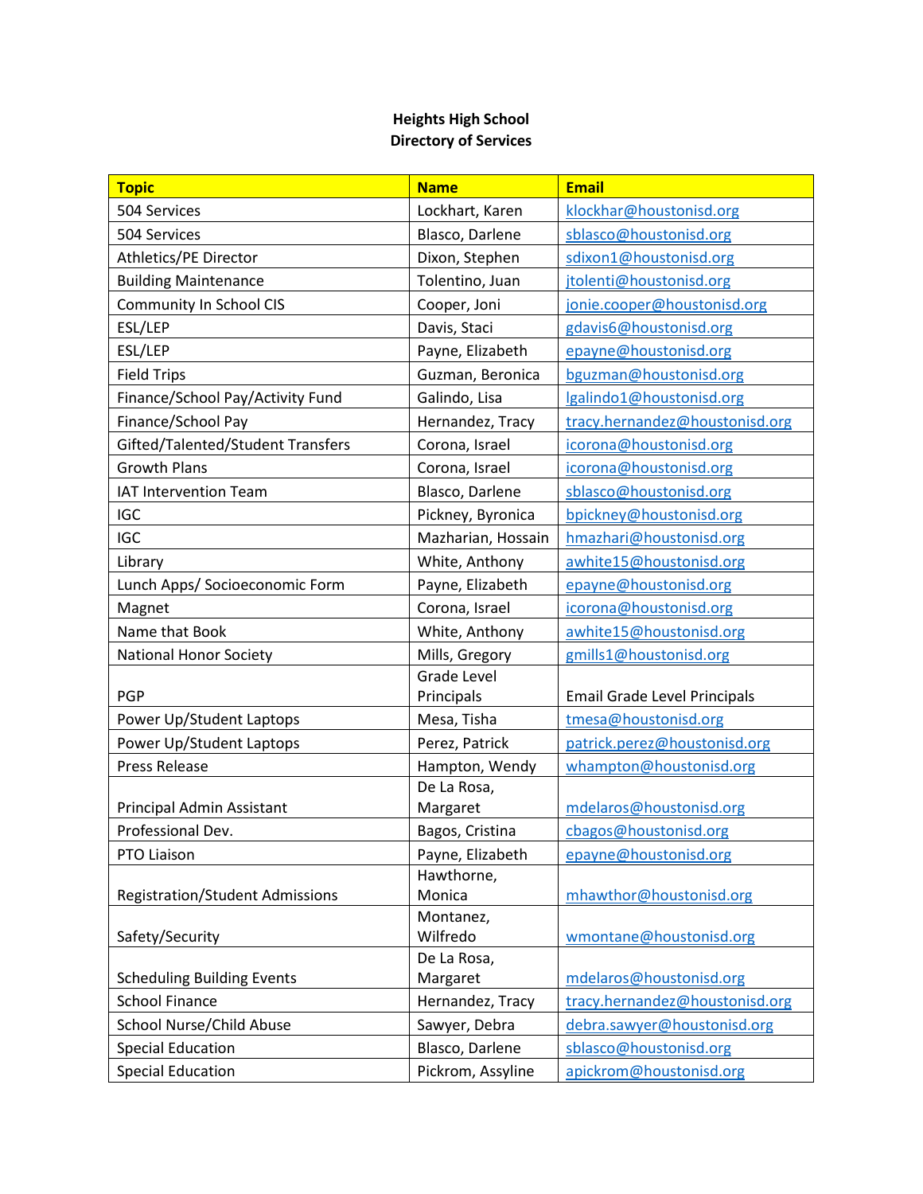**Heights High School**
**Directory of Services**

| Topic | Name | Email |
|---|---|---|
| 504 Services | Lockhart, Karen | klockhar@houstonisd.org |
| 504 Services | Blasco, Darlene | sblasco@houstonisd.org |
| Athletics/PE Director | Dixon, Stephen | sdixon1@houstonisd.org |
| Building Maintenance | Tolentino, Juan | jtolenti@houstonisd.org |
| Community In School CIS | Cooper, Joni | jonie.cooper@houstonisd.org |
| ESL/LEP | Davis, Staci | gdavis6@houstonisd.org |
| ESL/LEP | Payne, Elizabeth | epayne@houstonisd.org |
| Field Trips | Guzman, Beronica | bguzman@houstonisd.org |
| Finance/School Pay/Activity Fund | Galindo, Lisa | lgalindo1@houstonisd.org |
| Finance/School Pay | Hernandez, Tracy | tracy.hernandez@houstonisd.org |
| Gifted/Talented/Student Transfers | Corona, Israel | icorona@houstonisd.org |
| Growth Plans | Corona, Israel | icorona@houstonisd.org |
| IAT Intervention Team | Blasco, Darlene | sblasco@houstonisd.org |
| IGC | Pickney, Byronica | bpickney@houstonisd.org |
| IGC | Mazharian, Hossain | hmazhari@houstonisd.org |
| Library | White, Anthony | awhite15@houstonisd.org |
| Lunch Apps/ Socioeconomic Form | Payne, Elizabeth | epayne@houstonisd.org |
| Magnet | Corona, Israel | icorona@houstonisd.org |
| Name that Book | White, Anthony | awhite15@houstonisd.org |
| National Honor Society | Mills, Gregory | gmills1@houstonisd.org |
| PGP | Grade Level Principals | Email Grade Level Principals |
| Power Up/Student Laptops | Mesa, Tisha | tmesa@houstonisd.org |
| Power Up/Student Laptops | Perez, Patrick | patrick.perez@houstonisd.org |
| Press Release | Hampton, Wendy | whampton@houstonisd.org |
| Principal Admin Assistant | De La Rosa, Margaret | mdelaros@houstonisd.org |
| Professional Dev. | Bagos, Cristina | cbagos@houstonisd.org |
| PTO Liaison | Payne, Elizabeth | epayne@houstonisd.org |
| Registration/Student Admissions | Hawthorne, Monica | mhawthor@houstonisd.org |
| Safety/Security | Montanez, Wilfredo | wmontane@houstonisd.org |
| Scheduling Building Events | De La Rosa, Margaret | mdelaros@houstonisd.org |
| School Finance | Hernandez, Tracy | tracy.hernandez@houstonisd.org |
| School Nurse/Child Abuse | Sawyer, Debra | debra.sawyer@houstonisd.org |
| Special Education | Blasco, Darlene | sblasco@houstonisd.org |
| Special Education | Pickrom, Assyline | apickrom@houstonisd.org |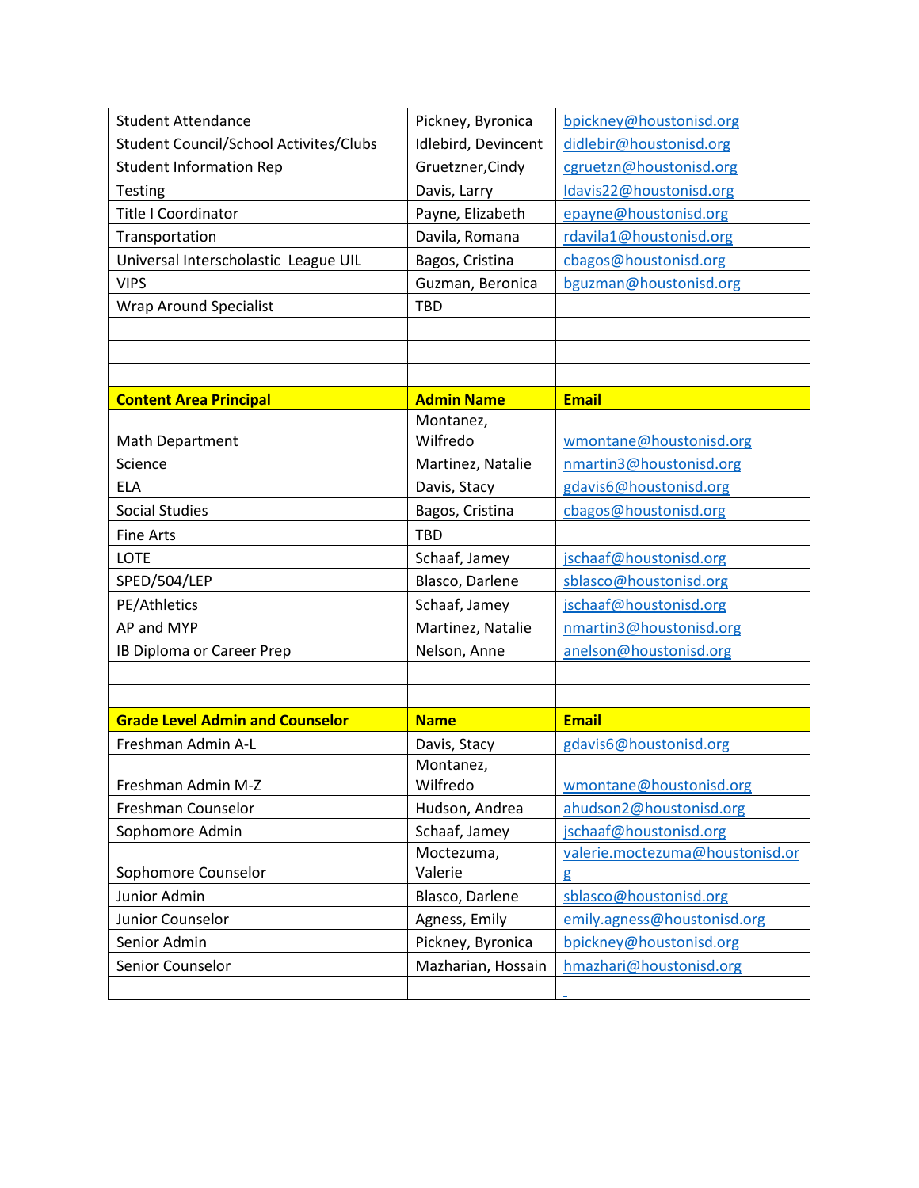| | | |
|---|---|---|
| Student Attendance | Pickney, Byronica | bpickney@houstonisd.org |
| Student Council/School Activites/Clubs | Idlebird, Devincent | didlebir@houstonisd.org |
| Student Information Rep | Gruetzner,Cindy | cgruetzn@houstonisd.org |
| Testing | Davis, Larry | ldavis22@houstonisd.org |
| Title I Coordinator | Payne, Elizabeth | epayne@houstonisd.org |
| Transportation | Davila, Romana | rdavila1@houstonisd.org |
| Universal Interscholastic League UIL | Bagos, Cristina | cbagos@houstonisd.org |
| VIPS | Guzman, Beronica | bguzman@houstonisd.org |
| Wrap Around Specialist | TBD | |
| | | |
| | | |
| | | |
| **Content Area Principal** | **Admin Name** | **Email** |
| Math Department | Montanez, Wilfredo | wmontane@houstonisd.org |
| Science | Martinez, Natalie | nmartin3@houstonisd.org |
| ELA | Davis, Stacy | gdavis6@houstonisd.org |
| Social Studies | Bagos, Cristina | cbagos@houstonisd.org |
| Fine Arts | TBD | |
| LOTE | Schaaf, Jamey | jschaaf@houstonisd.org |
| SPED/504/LEP | Blasco, Darlene | sblasco@houstonisd.org |
| PE/Athletics | Schaaf, Jamey | jschaaf@houstonisd.org |
| AP and MYP | Martinez, Natalie | nmartin3@houstonisd.org |
| IB Diploma or Career Prep | Nelson, Anne | anelson@houstonisd.org |
| | | |
| | | |
| **Grade Level Admin and Counselor** | **Name** | **Email** |
| Freshman Admin A-L | Davis, Stacy | gdavis6@houstonisd.org |
| Freshman Admin M-Z | Montanez, Wilfredo | wmontane@houstonisd.org |
| Freshman Counselor | Hudson, Andrea | ahudson2@houstonisd.org |
| Sophomore Admin | Schaaf, Jamey | jschaaf@houstonisd.org |
| Sophomore Counselor | Moctezuma, Valerie | valerie.moctezuma@houstonisd.org |
| Junior Admin | Blasco, Darlene | sblasco@houstonisd.org |
| Junior Counselor | Agness, Emily | emily.agness@houstonisd.org |
| Senior Admin | Pickney, Byronica | bpickney@houstonisd.org |
| Senior Counselor | Mazharian, Hossain | hmazhari@houstonisd.org |
| | | |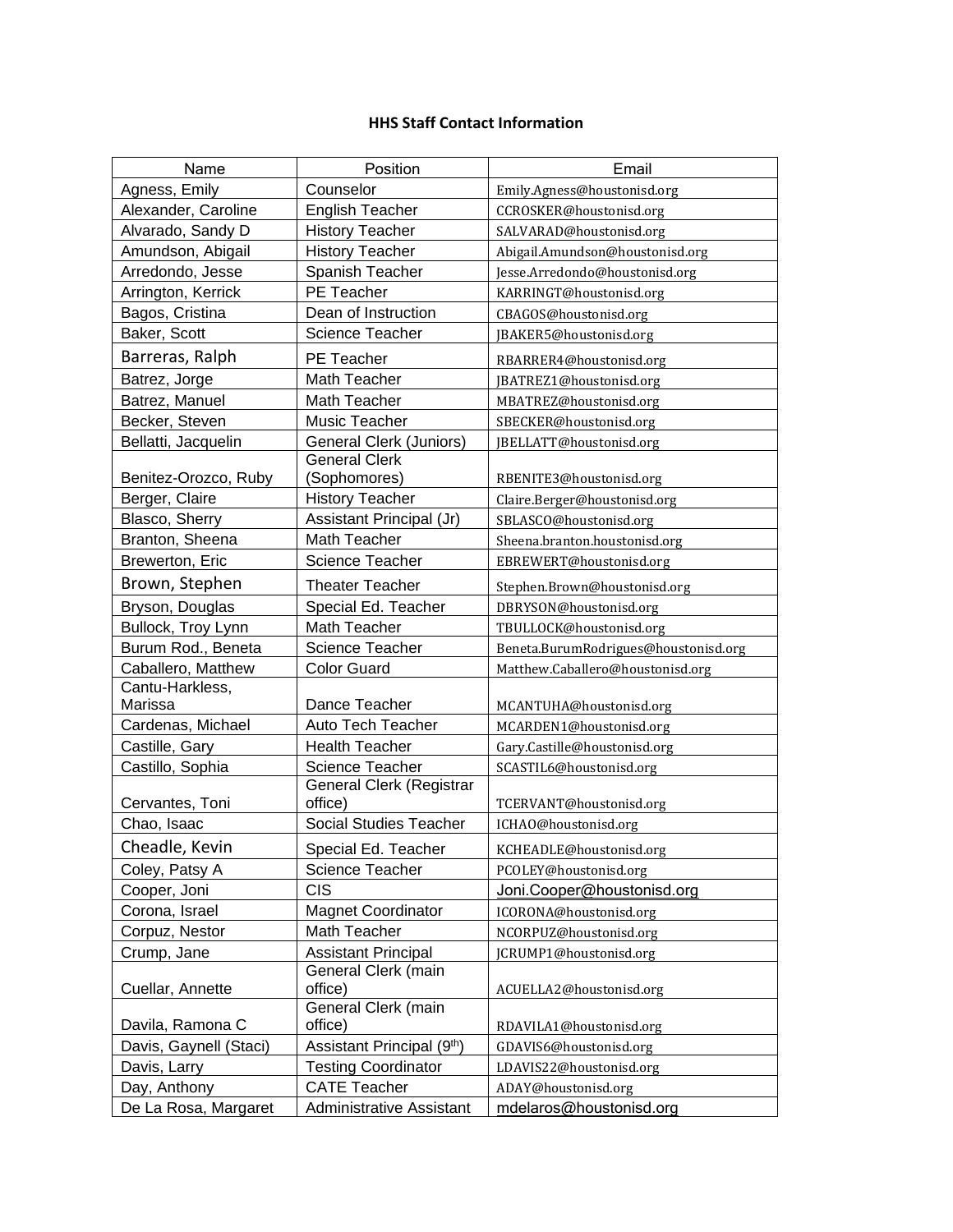**HHS Staff Contact Information**

| Name | Position | Email |
|---|---|---|
| Agness, Emily | Counselor | Emily.Agness@houstonisd.org |
| Alexander, Caroline | English Teacher | CCROSKER@houstonisd.org |
| Alvarado, Sandy D | History Teacher | SALVARAD@houstonisd.org |
| Amundson, Abigail | History Teacher | Abigail.Amundson@houstonisd.org |
| Arredondo, Jesse | Spanish Teacher | Jesse.Arredondo@houstonisd.org |
| Arrington, Kerrick | PE Teacher | KARRINGT@houstonisd.org |
| Bagos, Cristina | Dean of Instruction | CBAGOS@houstonisd.org |
| Baker, Scott | Science Teacher | JBAKER5@houstonisd.org |
| Barreras, Ralph | PE Teacher | RBARRER4@houstonisd.org |
| Batrez, Jorge | Math Teacher | JBATREZ1@houstonisd.org |
| Batrez, Manuel | Math Teacher | MBATREZ@houstonisd.org |
| Becker, Steven | Music Teacher | SBECKER@houstonisd.org |
| Bellatti, Jacquelin | General Clerk (Juniors) | JBELLATT@houstonisd.org |
| Benitez-Orozco, Ruby | General Clerk (Sophomores) | RBENITE3@houstonisd.org |
| Berger, Claire | History Teacher | Claire.Berger@houstonisd.org |
| Blasco, Sherry | Assistant Principal (Jr) | SBLASCO@houstonisd.org |
| Branton, Sheena | Math Teacher | Sheena.branton.houstonisd.org |
| Brewerton, Eric | Science Teacher | EBREWERT@houstonisd.org |
| Brown, Stephen | Theater Teacher | Stephen.Brown@houstonisd.org |
| Bryson, Douglas | Special Ed. Teacher | DBRYSON@houstonisd.org |
| Bullock, Troy Lynn | Math Teacher | TBULLOCK@houstonisd.org |
| Burum Rod., Beneta | Science Teacher | Beneta.BurumRodrigues@houstonisd.org |
| Caballero, Matthew | Color Guard | Matthew.Caballero@houstonisd.org |
| Cantu-Harkless, Marissa | Dance Teacher | MCANTUHA@houstonisd.org |
| Cardenas, Michael | Auto Tech Teacher | MCARDEN1@houstonisd.org |
| Castille, Gary | Health Teacher | Gary.Castille@houstonisd.org |
| Castillo, Sophia | Science Teacher | SCASTIL6@houstonisd.org |
| Cervantes, Toni | General Clerk (Registrar office) | TCERVANT@houstonisd.org |
| Chao, Isaac | Social Studies Teacher | ICHAO@houstonisd.org |
| Cheadle, Kevin | Special Ed. Teacher | KCHEADLE@houstonisd.org |
| Coley, Patsy A | Science Teacher | PCOLEY@houstonisd.org |
| Cooper, Joni | CIS | Joni.Cooper@houstonisd.org |
| Corona, Israel | Magnet Coordinator | ICORONA@houstonisd.org |
| Corpuz, Nestor | Math Teacher | NCORPUZ@houstonisd.org |
| Crump, Jane | Assistant Principal | JCRUMP1@houstonisd.org |
| Cuellar, Annette | General Clerk (main office) | ACUELLA2@houstonisd.org |
| Davila, Ramona C | General Clerk (main office) | RDAVILA1@houstonisd.org |
| Davis, Gaynell (Staci) | Assistant Principal (9th) | GDAVIS6@houstonisd.org |
| Davis, Larry | Testing Coordinator | LDAVIS22@houstonisd.org |
| Day, Anthony | CATE Teacher | ADAY@houstonisd.org |
| De La Rosa, Margaret | Administrative Assistant | mdelaros@houstonisd.org |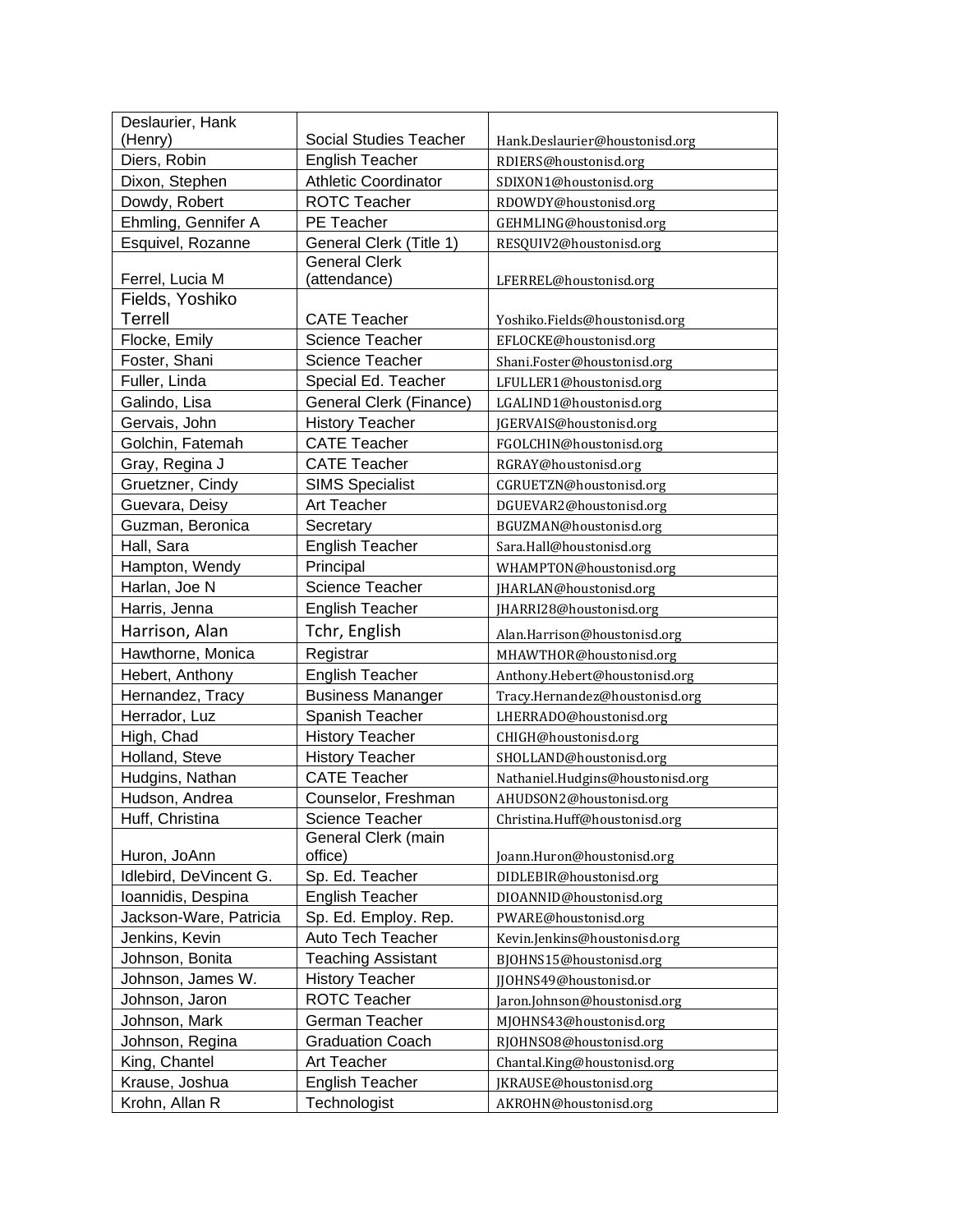| Deslaurier, Hank (Henry) | Social Studies Teacher | Hank.Deslaurier@houstonisd.org |
|---|---|---|
| Diers, Robin | English Teacher | RDIERS@houstonisd.org |
| Dixon, Stephen | Athletic Coordinator | SDIXON1@houstonisd.org |
| Dowdy, Robert | ROTC Teacher | RDOWDY@houstonisd.org |
| Ehmling, Gennifer A | PE Teacher | GEHMLING@houstonisd.org |
| Esquivel, Rozanne | General Clerk (Title 1) | RESQUIV2@houstonisd.org |
| Ferrel, Lucia M | General Clerk (attendance) | LFERREL@houstonisd.org |
| Fields, Yoshiko Terrell | CATE Teacher | Yoshiko.Fields@houstonisd.org |
| Flocke, Emily | Science Teacher | EFLOCKE@houstonisd.org |
| Foster, Shani | Science Teacher | Shani.Foster@houstonisd.org |
| Fuller, Linda | Special Ed. Teacher | LFULLER1@houstonisd.org |
| Galindo, Lisa | General Clerk (Finance) | LGALIND1@houstonisd.org |
| Gervais, John | History Teacher | JGERVAIS@houstonisd.org |
| Golchin, Fatemah | CATE Teacher | FGOLCHIN@houstonisd.org |
| Gray, Regina J | CATE Teacher | RGRAY@houstonisd.org |
| Gruetzner, Cindy | SIMS Specialist | CGRUETZN@houstonisd.org |
| Guevara, Deisy | Art Teacher | DGUEVAR2@houstonisd.org |
| Guzman, Beronica | Secretary | BGUZMAN@houstonisd.org |
| Hall, Sara | English Teacher | Sara.Hall@houstonisd.org |
| Hampton, Wendy | Principal | WHAMPTON@houstonisd.org |
| Harlan, Joe N | Science Teacher | JHARLAN@houstonisd.org |
| Harris, Jenna | English Teacher | JHARRI28@houstonisd.org |
| Harrison, Alan | Tchr, English | Alan.Harrison@houstonisd.org |
| Hawthorne, Monica | Registrar | MHAWTHOR@houstonisd.org |
| Hebert, Anthony | English Teacher | Anthony.Hebert@houstonisd.org |
| Hernandez, Tracy | Business Mananger | Tracy.Hernandez@houstonisd.org |
| Herrador, Luz | Spanish Teacher | LHERRADO@houstonisd.org |
| High, Chad | History Teacher | CHIGH@houstonisd.org |
| Holland, Steve | History Teacher | SHOLLAND@houstonisd.org |
| Hudgins, Nathan | CATE Teacher | Nathaniel.Hudgins@houstonisd.org |
| Hudson, Andrea | Counselor, Freshman | AHUDSON2@houstonisd.org |
| Huff, Christina | Science Teacher | Christina.Huff@houstonisd.org |
| Huron, JoAnn | General Clerk (main office) | Joann.Huron@houstonisd.org |
| Idlebird, DeVincent G. | Sp. Ed. Teacher | DIDLEBIR@houstonisd.org |
| Ioannidis, Despina | English Teacher | DIOANNID@houstonisd.org |
| Jackson-Ware, Patricia | Sp. Ed. Employ. Rep. | PWARE@houstonisd.org |
| Jenkins, Kevin | Auto Tech Teacher | Kevin.Jenkins@houstonisd.org |
| Johnson, Bonita | Teaching Assistant | BJOHNS15@houstonisd.org |
| Johnson, James W. | History Teacher | JJOHNS49@houstonisd.or |
| Johnson, Jaron | ROTC Teacher | Jaron.Johnson@houstonisd.org |
| Johnson, Mark | German Teacher | MJOHNS43@houstonisd.org |
| Johnson, Regina | Graduation Coach | RJOHNSO8@houstonisd.org |
| King, Chantel | Art Teacher | Chantal.King@houstonisd.org |
| Krause, Joshua | English Teacher | JKRAUSE@houstonisd.org |
| Krohn, Allan R | Technologist | AKROHN@houstonisd.org |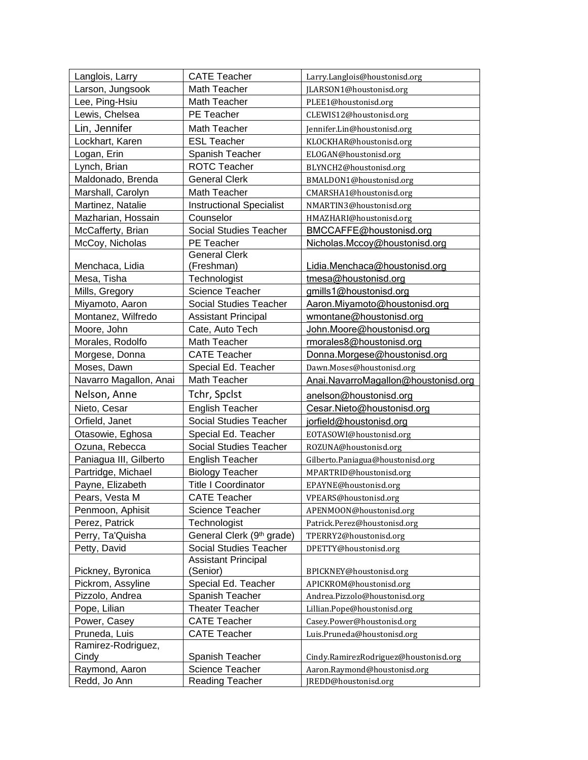| Langlois, Larry | CATE Teacher | Larry.Langlois@houstonisd.org |
|---|---|---|
| Larson, Jungsook | Math Teacher | JLARSON1@houstonisd.org |
| Lee, Ping-Hsiu | Math Teacher | PLEE1@houstonisd.org |
| Lewis, Chelsea | PE Teacher | CLEWIS12@houstonisd.org |
| Lin, Jennifer | Math Teacher | Jennifer.Lin@houstonisd.org |
| Lockhart, Karen | ESL Teacher | KLOCKHAR@houstonisd.org |
| Logan, Erin | Spanish Teacher | ELOGAN@houstonisd.org |
| Lynch, Brian | ROTC Teacher | BLYNCH2@houstonisd.org |
| Maldonado, Brenda | General Clerk | BMALDON1@houstonisd.org |
| Marshall, Carolyn | Math Teacher | CMARSHA1@houstonisd.org |
| Martinez, Natalie | Instructional Specialist | NMARTIN3@houstonisd.org |
| Mazharian, Hossain | Counselor | HMAZHARI@houstonisd.org |
| McCafferty, Brian | Social Studies Teacher | BMCCAFFE@houstonisd.org |
| McCoy, Nicholas | PE Teacher | Nicholas.Mccoy@houstonisd.org |
| Menchaca, Lidia | General Clerk (Freshman) | Lidia.Menchaca@houstonisd.org |
| Mesa, Tisha | Technologist | tmesa@houstonisd.org |
| Mills, Gregory | Science Teacher | gmills1@houstonisd.org |
| Miyamoto, Aaron | Social Studies Teacher | Aaron.Miyamoto@houstonisd.org |
| Montanez, Wilfredo | Assistant Principal | wmontane@houstonisd.org |
| Moore, John | Cate, Auto Tech | John.Moore@houstonisd.org |
| Morales, Rodolfo | Math Teacher | rmorales8@houstonisd.org |
| Morgese, Donna | CATE Teacher | Donna.Morgese@houstonisd.org |
| Moses, Dawn | Special Ed. Teacher | Dawn.Moses@houstonisd.org |
| Navarro Magallon, Anai | Math Teacher | Anai.NavarroMagallon@houstonisd.org |
| Nelson, Anne | Tchr, Spclst | anelson@houstonisd.org |
| Nieto, Cesar | English Teacher | Cesar.Nieto@houstonisd.org |
| Orfield, Janet | Social Studies Teacher | jorfield@houstonisd.org |
| Otasowie, Eghosa | Special Ed. Teacher | EOTASOWI@houstonisd.org |
| Ozuna, Rebecca | Social Studies Teacher | ROZUNA@houstonisd.org |
| Paniagua III, Gilberto | English Teacher | Gilberto.Paniagua@houstonisd.org |
| Partridge, Michael | Biology Teacher | MPARTRID@houstonisd.org |
| Payne, Elizabeth | Title I Coordinator | EPAYNE@houstonisd.org |
| Pears, Vesta M | CATE Teacher | VPEARS@houstonisd.org |
| Penmoon, Aphisit | Science Teacher | APENMOON@houstonisd.org |
| Perez, Patrick | Technologist | Patrick.Perez@houstonisd.org |
| Perry, Ta'Quisha | General Clerk (9th grade) | TPERRY2@houstonisd.org |
| Petty, David | Social Studies Teacher | DPETTY@houstonisd.org |
| Pickney, Byronica | Assistant Principal (Senior) | BPICKNEY@houstonisd.org |
| Pickrom, Assyline | Special Ed. Teacher | APICKROM@houstonisd.org |
| Pizzolo, Andrea | Spanish Teacher | Andrea.Pizzolo@houstonisd.org |
| Pope, Lilian | Theater Teacher | Lillian.Pope@houstonisd.org |
| Power, Casey | CATE Teacher | Casey.Power@houstonisd.org |
| Pruneda, Luis | CATE Teacher | Luis.Pruneda@houstonisd.org |
| Ramirez-Rodriguez, Cindy | Spanish Teacher | Cindy.RamirezRodriguez@houstonisd.org |
| Raymond, Aaron | Science Teacher | Aaron.Raymond@houstonisd.org |
| Redd, Jo Ann | Reading Teacher | JREDD@houstonisd.org |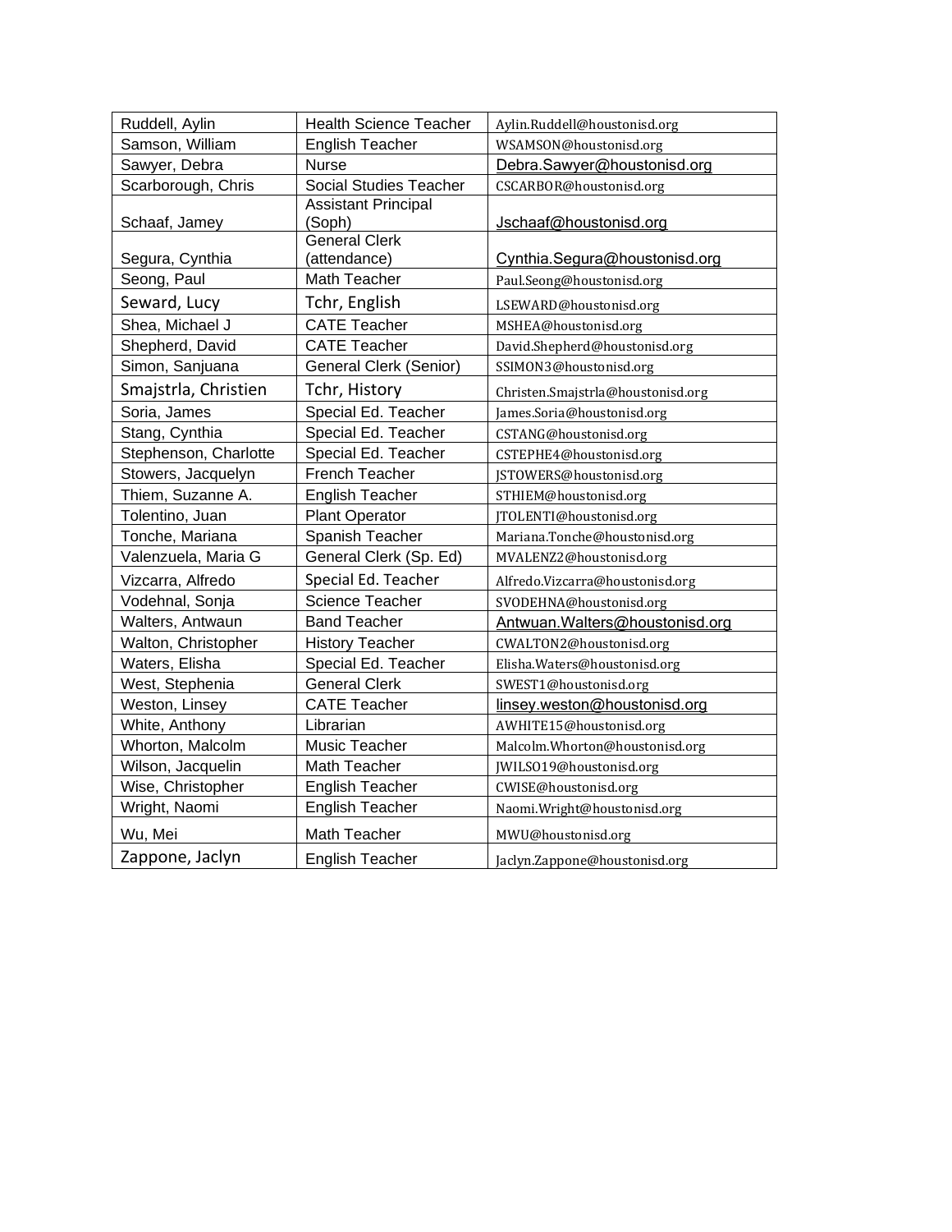| | | |
|---|---|---|
| Ruddell, Aylin | Health Science Teacher | Aylin.Ruddell@houstonisd.org |
| Samson, William | English Teacher | WSAMSON@houstonisd.org |
| Sawyer, Debra | Nurse | Debra.Sawyer@houstonisd.org |
| Scarborough, Chris | Social Studies Teacher | CSCARBOR@houstonisd.org |
| Schaaf, Jamey | Assistant Principal (Soph) | Jschaaf@houstonisd.org |
| Segura, Cynthia | General Clerk (attendance) | Cynthia.Segura@houstonisd.org |
| Seong, Paul | Math Teacher | Paul.Seong@houstonisd.org |
| Seward, Lucy | Tchr, English | LSEWARD@houstonisd.org |
| Shea, Michael J | CATE Teacher | MSHEA@houstonisd.org |
| Shepherd, David | CATE Teacher | David.Shepherd@houstonisd.org |
| Simon, Sanjuana | General Clerk (Senior) | SSIMON3@houstonisd.org |
| Smajstrla, Christien | Tchr, History | Christen.Smajstrla@houstonisd.org |
| Soria, James | Special Ed. Teacher | James.Soria@houstonisd.org |
| Stang, Cynthia | Special Ed. Teacher | CSTANG@houstonisd.org |
| Stephenson, Charlotte | Special Ed. Teacher | CSTEPHE4@houstonisd.org |
| Stowers, Jacquelyn | French Teacher | JSTOWERS@houstonisd.org |
| Thiem, Suzanne A. | English Teacher | STHIEM@houstonisd.org |
| Tolentino, Juan | Plant Operator | JTOLENTI@houstonisd.org |
| Tonche, Mariana | Spanish Teacher | Mariana.Tonche@houstonisd.org |
| Valenzuela, Maria G | General Clerk (Sp. Ed) | MVALENZ2@houstonisd.org |
| Vizcarra, Alfredo | Special Ed. Teacher | Alfredo.Vizcarra@houstonisd.org |
| Vodehnal, Sonja | Science Teacher | SVODEHNA@houstonisd.org |
| Walters, Antwaun | Band Teacher | Antwuan.Walters@houstonisd.org |
| Walton, Christopher | History Teacher | CWALTON2@houstonisd.org |
| Waters, Elisha | Special Ed. Teacher | Elisha.Waters@houstonisd.org |
| West, Stephenia | General Clerk | SWEST1@houstonisd.org |
| Weston, Linsey | CATE Teacher | linsey.weston@houstonisd.org |
| White, Anthony | Librarian | AWHITE15@houstonisd.org |
| Whorton, Malcolm | Music Teacher | Malcolm.Whorton@houstonisd.org |
| Wilson, Jacquelin | Math Teacher | JWILSO19@houstonisd.org |
| Wise, Christopher | English Teacher | CWISE@houstonisd.org |
| Wright, Naomi | English Teacher | Naomi.Wright@houstonisd.org |
| Wu, Mei | Math Teacher | MWU@houstonisd.org |
| Zappone, Jaclyn | English Teacher | Jaclyn.Zappone@houstonisd.org |